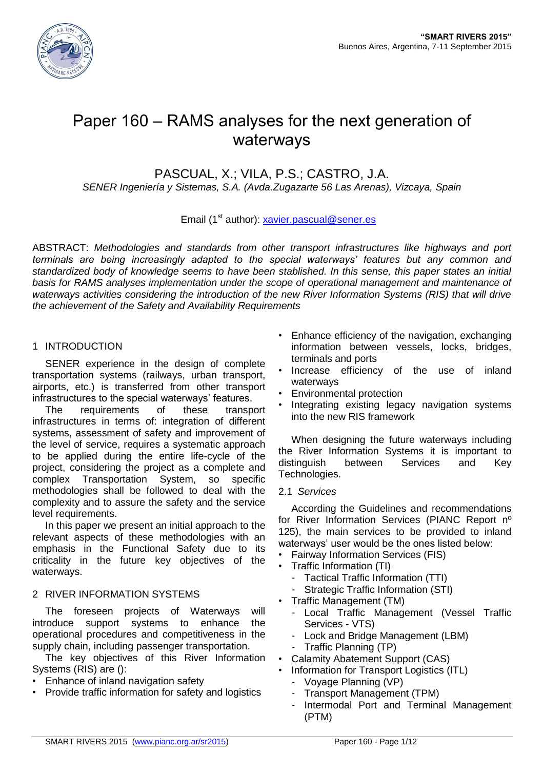# Paper 160 – RAMS analyses for the next generation of waterways

PASCUAL, X.; VILA, P.S.; CASTRO, J.A.

*SENER Ingeniería y Sistemas, S.A. (Avda.Zugazarte 56 Las Arenas), Vizcaya, Spain*

Email (1st author): xavier.pascual@sener.es

ABSTRACT: *Methodologies and standards from other transport infrastructures like highways and port terminals are being increasingly adapted to the special waterways' features but any common and standardized body of knowledge seems to have been stablished. In this sense, this paper states an initial basis for RAMS analyses implementation under the scope of operational management and maintenance of waterways activities considering the introduction of the new River Information Systems (RIS) that will drive the achievement of the Safety and Availability Requirements*

## 1 INTRODUCTION

SENER experience in the design of complete transportation systems (railways, urban transport, airports, etc.) is transferred from other transport infrastructures to the special waterways' features.

The requirements of these transport infrastructures in terms of: integration of different systems, assessment of safety and improvement of the level of service, requires a systematic approach to be applied during the entire life-cycle of the project, considering the project as a complete and complex Transportation System, so specific methodologies shall be followed to deal with the complexity and to assure the safety and the service level requirements.

In this paper we present an initial approach to the relevant aspects of these methodologies with an emphasis in the Functional Safety due to its criticality in the future key objectives of the waterways.

## 2 RIVER INFORMATION SYSTEMS

The foreseen projects of Waterways will introduce support systems to enhance the operational procedures and competitiveness in the supply chain, including passenger transportation.

The key objectives of this River Information Systems (RIS) are ():

- Enhance of inland navigation safety
- Provide traffic information for safety and logistics
- Enhance efficiency of the navigation, exchanging information between vessels, locks, bridges, terminals and ports
- Increase efficiency of the use of inland waterways
- Environmental protection
- Integrating existing legacy navigation systems into the new RIS framework

When designing the future waterways including the River Information Systems it is important to distinguish between Services and Key Technologies.

### 2.1 *Services*

According the Guidelines and recommendations for River Information Services (PIANC Report nº 125), the main services to be provided to inland waterways' user would be the ones listed below:

- Fairway Information Services (FIS)
- Traffic Information (TI)
  - Tactical Traffic Information (TTI)
  - Strategic Traffic Information (STI)
- Traffic Management (TM)
  - Local Traffic Management (Vessel Traffic Services - VTS)
  - Lock and Bridge Management (LBM)
  - Traffic Planning (TP)
- Calamity Abatement Support (CAS)
- Information for Transport Logistics (ITL)
  - Voyage Planning (VP)
  - Transport Management (TPM)
  - Intermodal Port and Terminal Management (PTM)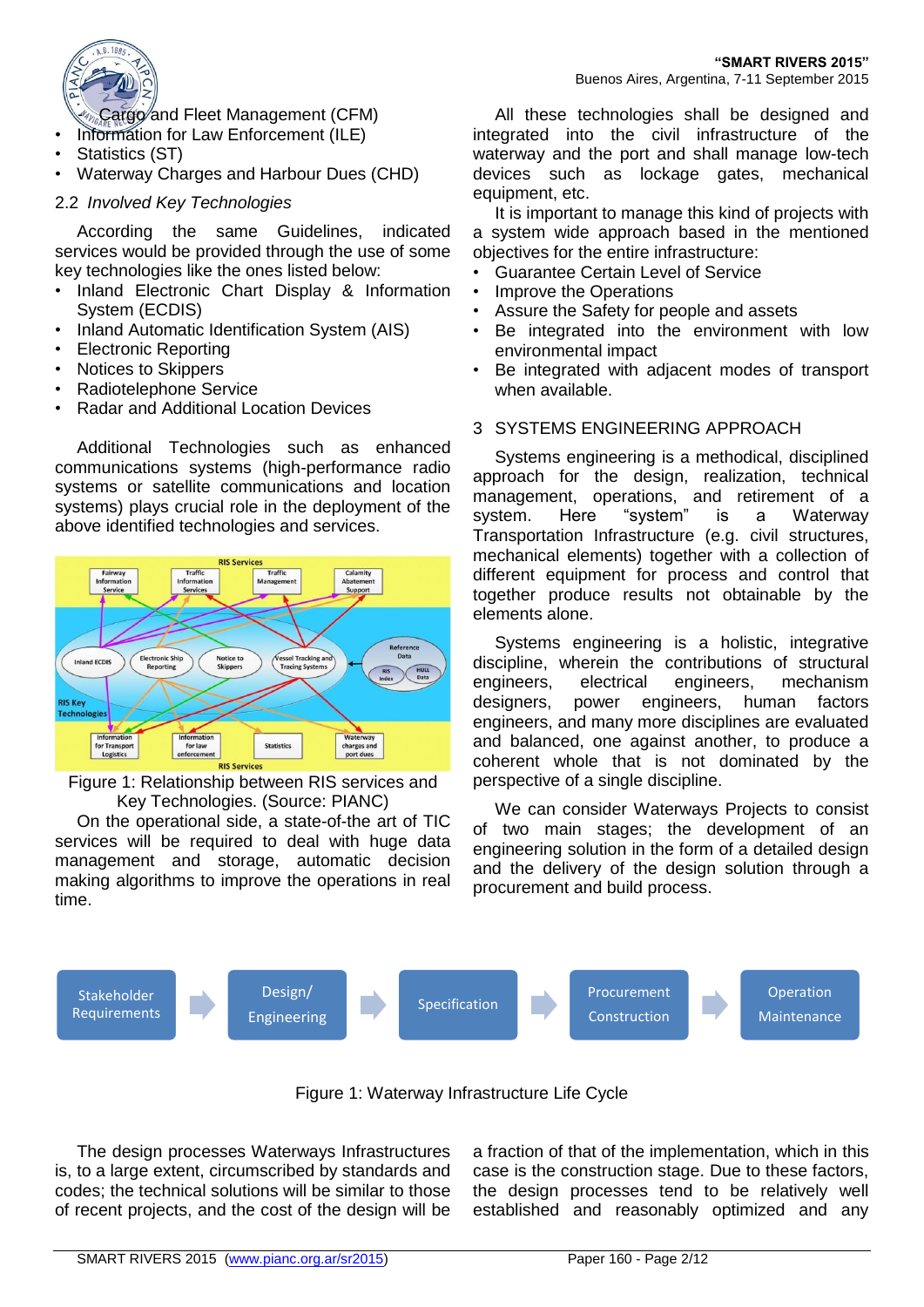- Cargo and Fleet Management (CFM)
- Information for Law Enforcement (ILE)
- Statistics (ST)
- Waterway Charges and Harbour Dues (CHD)

### 2.2 *Involved Key Technologies*

According the same Guidelines, indicated services would be provided through the use of some key technologies like the ones listed below:

- Inland Electronic Chart Display & Information System (ECDIS)
- Inland Automatic Identification System (AIS)
- Electronic Reporting
- Notices to Skippers
- Radiotelephone Service
- Radar and Additional Location Devices

Additional Technologies such as enhanced communications systems (high-performance radio systems or satellite communications and location systems) plays crucial role in the deployment of the above identified technologies and services.

Figure 1: Relationship between RIS services and Key Technologies. (Source: PIANC)

On the operational side, a state-of-the art of TIC services will be required to deal with huge data management and storage, automatic decision making algorithms to improve the operations in real time.

All these technologies shall be designed and integrated into the civil infrastructure of the waterway and the port and shall manage low-tech devices such as lockage gates, mechanical equipment, etc.

It is important to manage this kind of projects with a system wide approach based in the mentioned objectives for the entire infrastructure:

- Guarantee Certain Level of Service
- Improve the Operations
- Assure the Safety for people and assets
- Be integrated into the environment with low environmental impact
- Be integrated with adjacent modes of transport when available.

## 3 SYSTEMS ENGINEERING APPROACH

Systems engineering is a methodical, disciplined approach for the design, realization, technical management, operations, and retirement of a system. Here "system" is a Waterway Transportation Infrastructure (e.g. civil structures, mechanical elements) together with a collection of different equipment for process and control that together produce results not obtainable by the elements alone.

Systems engineering is a holistic, integrative discipline, wherein the contributions of structural engineers, electrical engineers, mechanism designers, power engineers, human factors engineers, and many more disciplines are evaluated and balanced, one against another, to produce a coherent whole that is not dominated by the perspective of a single discipline.

We can consider Waterways Projects to consist of two main stages; the development of an engineering solution in the form of a detailed design and the delivery of the design solution through a procurement and build process.

Stakeholder Requirements → Design/ Engineering → Specification → Procurement Construction → Operation Maintenance

Figure 1: Waterway Infrastructure Life Cycle

The design processes Waterways Infrastructures is, to a large extent, circumscribed by standards and codes; the technical solutions will be similar to those of recent projects, and the cost of the design will be a fraction of that of the implementation, which in this case is the construction stage. Due to these factors, the design processes tend to be relatively well established and reasonably optimized and any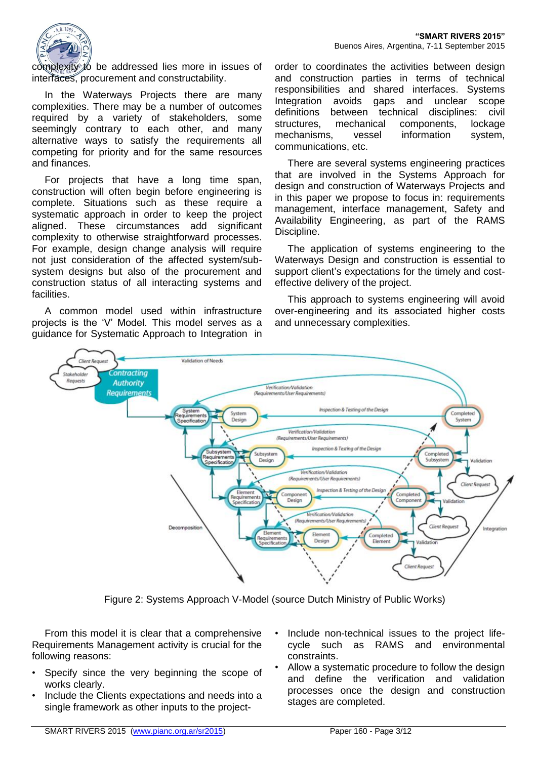complexity to be addressed lies more in issues of interfaces, procurement and constructability.

In the Waterways Projects there are many complexities. There may be a number of outcomes required by a variety of stakeholders, some seemingly contrary to each other, and many alternative ways to satisfy the requirements all competing for priority and for the same resources and finances.

For projects that have a long time span, construction will often begin before engineering is complete. Situations such as these require a systematic approach in order to keep the project aligned. These circumstances add significant complexity to otherwise straightforward processes. For example, design change analysis will require not just consideration of the affected system/sub-system designs but also of the procurement and construction status of all interacting systems and facilities.

A common model used within infrastructure projects is the 'V' Model. This model serves as a guidance for Systematic Approach to Integration in order to coordinates the activities between design and construction parties in terms of technical responsibilities and shared interfaces. Systems Integration avoids gaps and unclear scope definitions between technical disciplines: civil structures, mechanical components, lockage mechanisms, vessel information system, communications, etc.

There are several systems engineering practices that are involved in the Systems Approach for design and construction of Waterways Projects and in this paper we propose to focus in: requirements management, interface management, Safety and Availability Engineering, as part of the RAMS Discipline.

The application of systems engineering to the Waterways Design and construction is essential to support client's expectations for the timely and cost-effective delivery of the project.

This approach to systems engineering will avoid over-engineering and its associated higher costs and unnecessary complexities.

Figure 2: Systems Approach V-Model (source Dutch Ministry of Public Works)

From this model it is clear that a comprehensive Requirements Management activity is crucial for the following reasons:

- Specify since the very beginning the scope of works clearly.
- Include the Clients expectations and needs into a single framework as other inputs to the project-life-cycle such as RAMS and environmental constraints.
- Include non-technical issues to the project life-cycle such as RAMS and environmental constraints.
- Allow a systematic procedure to follow the design and define the verification and validation processes once the design and construction stages are completed.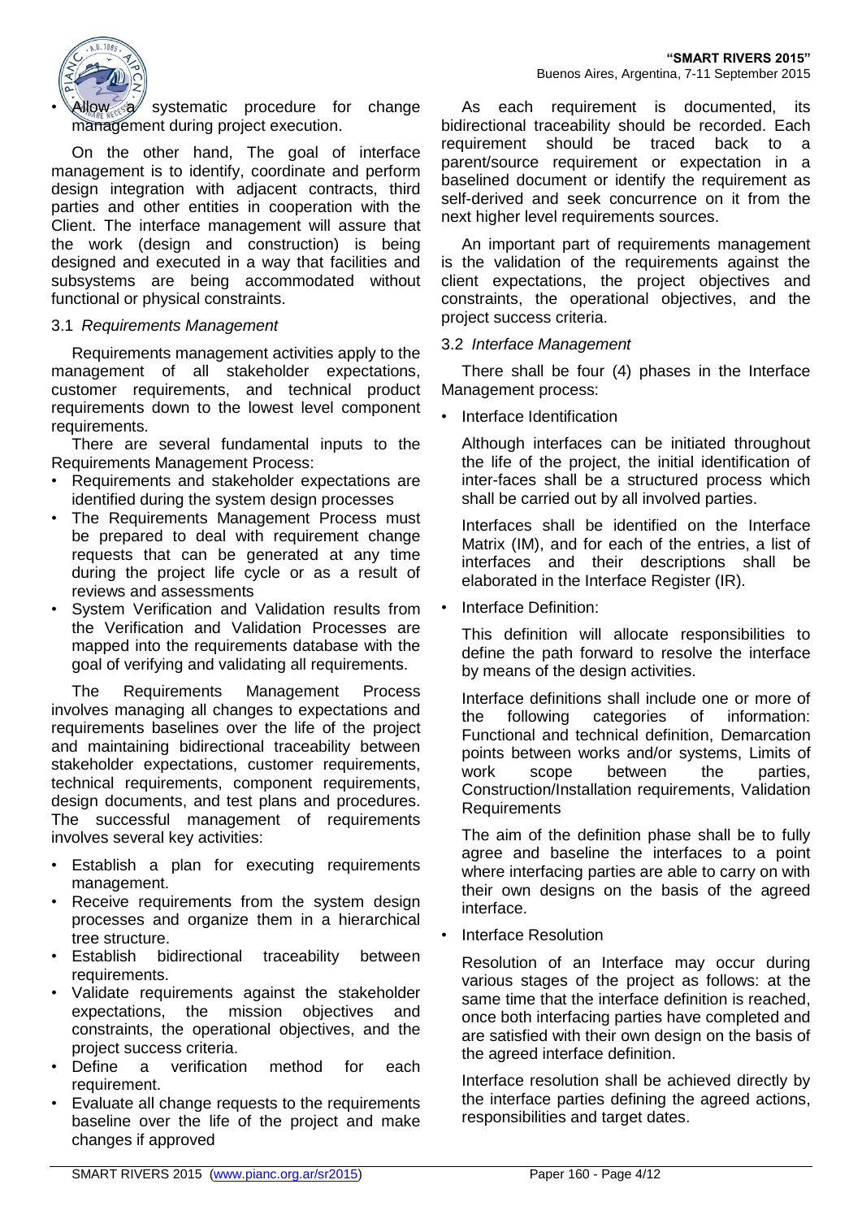- Allow a systematic procedure for change management during project execution.

On the other hand, The goal of interface management is to identify, coordinate and perform design integration with adjacent contracts, third parties and other entities in cooperation with the Client. The interface management will assure that the work (design and construction) is being designed and executed in a way that facilities and subsystems are being accommodated without functional or physical constraints.

### 3.1 *Requirements Management*

Requirements management activities apply to the management of all stakeholder expectations, customer requirements, and technical product requirements down to the lowest level component requirements.

There are several fundamental inputs to the Requirements Management Process:

- Requirements and stakeholder expectations are identified during the system design processes
- The Requirements Management Process must be prepared to deal with requirement change requests that can be generated at any time during the project life cycle or as a result of reviews and assessments
- System Verification and Validation results from the Verification and Validation Processes are mapped into the requirements database with the goal of verifying and validating all requirements.

The Requirements Management Process involves managing all changes to expectations and requirements baselines over the life of the project and maintaining bidirectional traceability between stakeholder expectations, customer requirements, technical requirements, component requirements, design documents, and test plans and procedures. The successful management of requirements involves several key activities:

- Establish a plan for executing requirements management.
- Receive requirements from the system design processes and organize them in a hierarchical tree structure.
- Establish bidirectional traceability between requirements.
- Validate requirements against the stakeholder expectations, the mission objectives and constraints, the operational objectives, and the project success criteria.
- Define a verification method for each requirement.
- Evaluate all change requests to the requirements baseline over the life of the project and make changes if approved

As each requirement is documented, its bidirectional traceability should be recorded. Each requirement should be traced back to a parent/source requirement or expectation in a baselined document or identify the requirement as self-derived and seek concurrence on it from the next higher level requirements sources.

An important part of requirements management is the validation of the requirements against the client expectations, the project objectives and constraints, the operational objectives, and the project success criteria.

### 3.2 *Interface Management*

There shall be four (4) phases in the Interface Management process:

- Interface Identification

  Although interfaces can be initiated throughout the life of the project, the initial identification of inter-faces shall be a structured process which shall be carried out by all involved parties.

  Interfaces shall be identified on the Interface Matrix (IM), and for each of the entries, a list of interfaces and their descriptions shall be elaborated in the Interface Register (IR).

- Interface Definition:

  This definition will allocate responsibilities to define the path forward to resolve the interface by means of the design activities.

  Interface definitions shall include one or more of the following categories of information: Functional and technical definition, Demarcation points between works and/or systems, Limits of work scope between the parties, Construction/Installation requirements, Validation Requirements

  The aim of the definition phase shall be to fully agree and baseline the interfaces to a point where interfacing parties are able to carry on with their own designs on the basis of the agreed interface.

- Interface Resolution

  Resolution of an Interface may occur during various stages of the project as follows: at the same time that the interface definition is reached, once both interfacing parties have completed and are satisfied with their own design on the basis of the agreed interface definition.

  Interface resolution shall be achieved directly by the interface parties defining the agreed actions, responsibilities and target dates.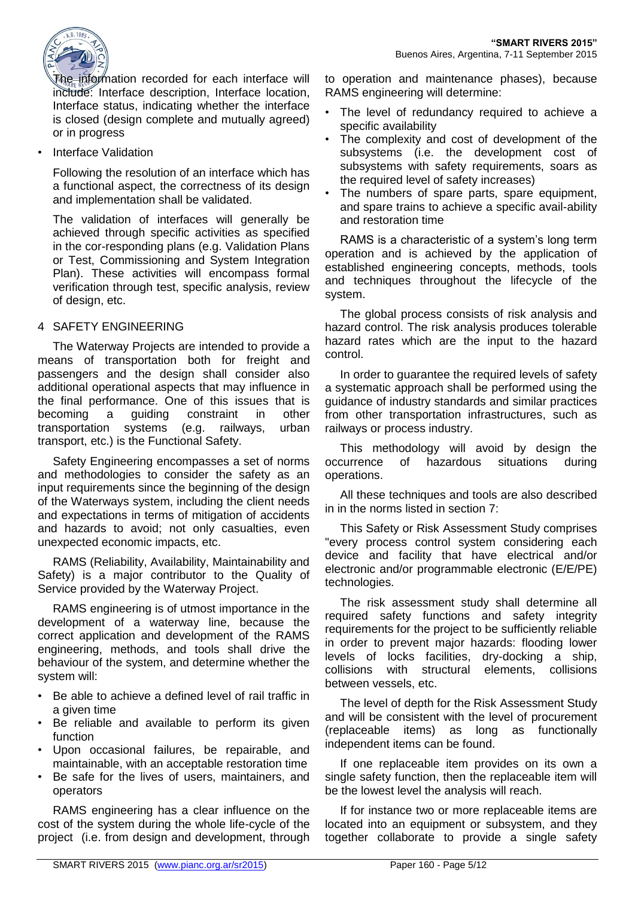The information recorded for each interface will include: Interface description, Interface location, Interface status, indicating whether the interface is closed (design complete and mutually agreed) or in progress

- Interface Validation

  Following the resolution of an interface which has a functional aspect, the correctness of its design and implementation shall be validated.

  The validation of interfaces will generally be achieved through specific activities as specified in the cor-responding plans (e.g. Validation Plans or Test, Commissioning and System Integration Plan). These activities will encompass formal verification through test, specific analysis, review of design, etc.

## 4 SAFETY ENGINEERING

The Waterway Projects are intended to provide a means of transportation both for freight and passengers and the design shall consider also additional operational aspects that may influence in the final performance. One of this issues that is becoming a guiding constraint in other transportation systems (e.g. railways, urban transport, etc.) is the Functional Safety.

Safety Engineering encompasses a set of norms and methodologies to consider the safety as an input requirements since the beginning of the design of the Waterways system, including the client needs and expectations in terms of mitigation of accidents and hazards to avoid; not only casualties, even unexpected economic impacts, etc.

RAMS (Reliability, Availability, Maintainability and Safety) is a major contributor to the Quality of Service provided by the Waterway Project.

RAMS engineering is of utmost importance in the development of a waterway line, because the correct application and development of the RAMS engineering, methods, and tools shall drive the behaviour of the system, and determine whether the system will:

- Be able to achieve a defined level of rail traffic in a given time
- Be reliable and available to perform its given function
- Upon occasional failures, be repairable, and maintainable, with an acceptable restoration time
- Be safe for the lives of users, maintainers, and operators

RAMS engineering has a clear influence on the cost of the system during the whole life-cycle of the project (i.e. from design and development, through to operation and maintenance phases), because RAMS engineering will determine:

- The level of redundancy required to achieve a specific availability
- The complexity and cost of development of the subsystems (i.e. the development cost of subsystems with safety requirements, soars as the required level of safety increases)
- The numbers of spare parts, spare equipment, and spare trains to achieve a specific avail-ability and restoration time

RAMS is a characteristic of a system's long term operation and is achieved by the application of established engineering concepts, methods, tools and techniques throughout the lifecycle of the system.

The global process consists of risk analysis and hazard control. The risk analysis produces tolerable hazard rates which are the input to the hazard control.

In order to guarantee the required levels of safety a systematic approach shall be performed using the guidance of industry standards and similar practices from other transportation infrastructures, such as railways or process industry.

This methodology will avoid by design the occurrence of hazardous situations during operations.

All these techniques and tools are also described in in the norms listed in section 7:

This Safety or Risk Assessment Study comprises "every process control system considering each device and facility that have electrical and/or electronic and/or programmable electronic (E/E/PE) technologies.

The risk assessment study shall determine all required safety functions and safety integrity requirements for the project to be sufficiently reliable in order to prevent major hazards: flooding lower levels of locks facilities, dry-docking a ship, collisions with structural elements, collisions between vessels, etc.

The level of depth for the Risk Assessment Study and will be consistent with the level of procurement (replaceable items) as long as functionally independent items can be found.

If one replaceable item provides on its own a single safety function, then the replaceable item will be the lowest level the analysis will reach.

If for instance two or more replaceable items are located into an equipment or subsystem, and they together collaborate to provide a single safety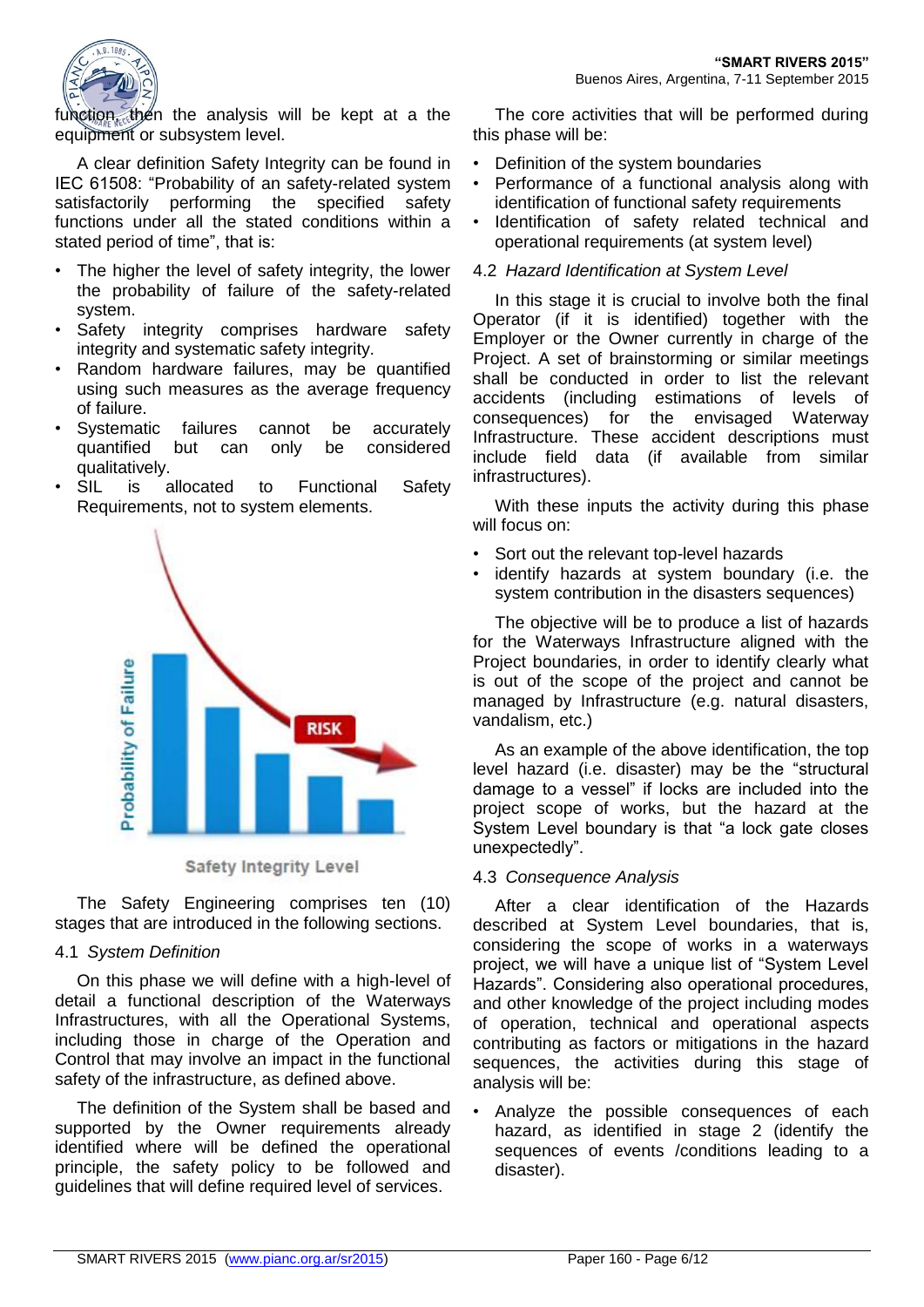function, then the analysis will be kept at a the equipment or subsystem level.

A clear definition Safety Integrity can be found in IEC 61508: "Probability of an safety-related system satisfactorily performing the specified safety functions under all the stated conditions within a stated period of time", that is:

- The higher the level of safety integrity, the lower the probability of failure of the safety-related system.
- Safety integrity comprises hardware safety integrity and systematic safety integrity.
- Random hardware failures, may be quantified using such measures as the average frequency of failure.
- Systematic failures cannot be accurately quantified but can only be considered qualitatively.
- SIL is allocated to Functional Safety Requirements, not to system elements.

The Safety Engineering comprises ten (10) stages that are introduced in the following sections.

### 4.1 *System Definition*

On this phase we will define with a high-level of detail a functional description of the Waterways Infrastructures, with all the Operational Systems, including those in charge of the Operation and Control that may involve an impact in the functional safety of the infrastructure, as defined above.

The definition of the System shall be based and supported by the Owner requirements already identified where will be defined the operational principle, the safety policy to be followed and guidelines that will define required level of services.

The core activities that will be performed during this phase will be:

- Definition of the system boundaries
- Performance of a functional analysis along with identification of functional safety requirements
- Identification of safety related technical and operational requirements (at system level)

### 4.2 *Hazard Identification at System Level*

In this stage it is crucial to involve both the final Operator (if it is identified) together with the Employer or the Owner currently in charge of the Project. A set of brainstorming or similar meetings shall be conducted in order to list the relevant accidents (including estimations of levels of consequences) for the envisaged Waterway Infrastructure. These accident descriptions must include field data (if available from similar infrastructures).

With these inputs the activity during this phase will focus on:

- Sort out the relevant top-level hazards
- identify hazards at system boundary (i.e. the system contribution in the disasters sequences)

The objective will be to produce a list of hazards for the Waterways Infrastructure aligned with the Project boundaries, in order to identify clearly what is out of the scope of the project and cannot be managed by Infrastructure (e.g. natural disasters, vandalism, etc.)

As an example of the above identification, the top level hazard (i.e. disaster) may be the "structural damage to a vessel" if locks are included into the project scope of works, but the hazard at the System Level boundary is that "a lock gate closes unexpectedly".

### 4.3 *Consequence Analysis*

After a clear identification of the Hazards described at System Level boundaries, that is, considering the scope of works in a waterways project, we will have a unique list of "System Level Hazards". Considering also operational procedures, and other knowledge of the project including modes of operation, technical and operational aspects contributing as factors or mitigations in the hazard sequences, the activities during this stage of analysis will be:

- Analyze the possible consequences of each hazard, as identified in stage 2 (identify the sequences of events /conditions leading to a disaster).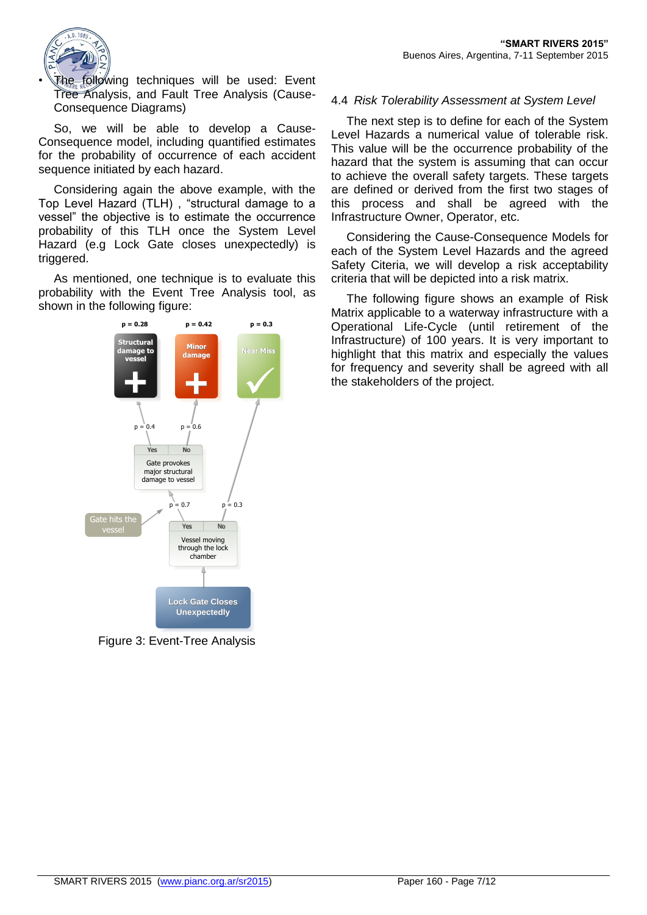- The following techniques will be used: Event Tree Analysis, and Fault Tree Analysis (Cause-Consequence Diagrams)

So, we will be able to develop a Cause-Consequence model, including quantified estimates for the probability of occurrence of each accident sequence initiated by each hazard.

Considering again the above example, with the Top Level Hazard (TLH) , "structural damage to a vessel" the objective is to estimate the occurrence probability of this TLH once the System Level Hazard (e.g Lock Gate closes unexpectedly) is triggered.

As mentioned, one technique is to evaluate this probability with the Event Tree Analysis tool, as shown in the following figure:

Figure 3: Event-Tree Analysis

### 4.4 *Risk Tolerability Assessment at System Level*

The next step is to define for each of the System Level Hazards a numerical value of tolerable risk. This value will be the occurrence probability of the hazard that the system is assuming that can occur to achieve the overall safety targets. These targets are defined or derived from the first two stages of this process and shall be agreed with the Infrastructure Owner, Operator, etc.

Considering the Cause-Consequence Models for each of the System Level Hazards and the agreed Safety Citeria, we will develop a risk acceptability criteria that will be depicted into a risk matrix.

The following figure shows an example of Risk Matrix applicable to a waterway infrastructure with a Operational Life-Cycle (until retirement of the Infrastructure) of 100 years. It is very important to highlight that this matrix and especially the values for frequency and severity shall be agreed with all the stakeholders of the project.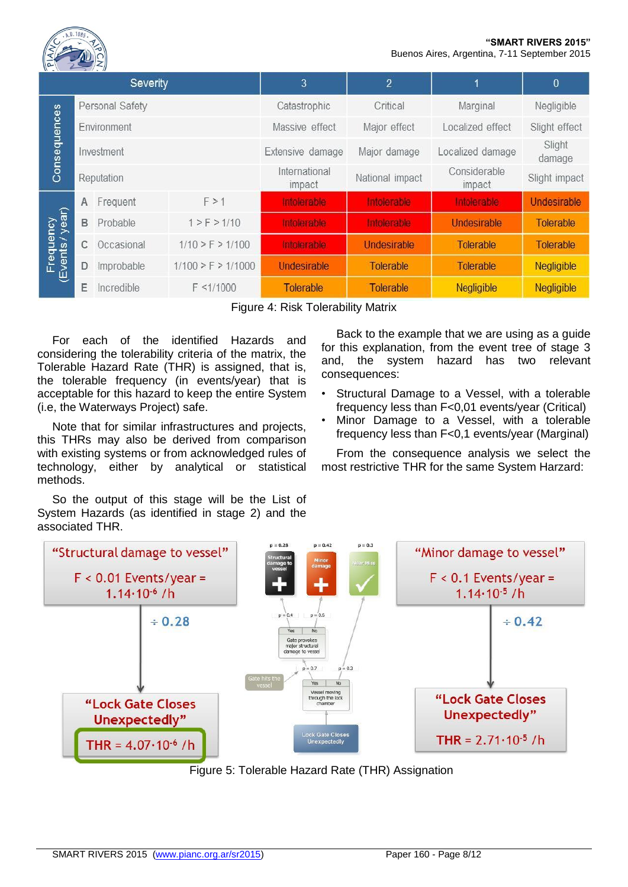| Severity | | | 3 | 2 | 1 | 0 |
|---|---|---|---|---|---|---|
| Consequences | Personal Safety | | Catastrophic | Critical | Marginal | Negligible |
| | Environment | | Massive effect | Major effect | Localized effect | Slight effect |
| | Investment | | Extensive damage | Major damage | Localized damage | Slight damage |
| | Reputation | | International impact | National impact | Considerable impact | Slight impact |
| Frequency (Events / year) | A Frequent | F > 1 | Intolerable | Intolerable | Intolerable | Undesirable |
| | B Probable | 1 > F > 1/10 | Intolerable | Intolerable | Undesirable | Tolerable |
| | C Occasional | 1/10 > F > 1/100 | Intolerable | Undesirable | Tolerable | Tolerable |
| | D Improbable | 1/100 > F > 1/1000 | Undesirable | Tolerable | Tolerable | Negligible |
| | E Incredible | F <1/1000 | Tolerable | Tolerable | Negligible | Negligible |

Figure 4: Risk Tolerability Matrix

For each of the identified Hazards and considering the tolerability criteria of the matrix, the Tolerable Hazard Rate (THR) is assigned, that is, the tolerable frequency (in events/year) that is acceptable for this hazard to keep the entire System (i.e, the Waterways Project) safe.

Note that for similar infrastructures and projects, this THRs may also be derived from comparison with existing systems or from acknowledged rules of technology, either by analytical or statistical methods.

So the output of this stage will be the List of System Hazards (as identified in stage 2) and the associated THR.

Back to the example that we are using as a guide for this explanation, from the event tree of stage 3 and, the system hazard has two relevant consequences:

- Structural Damage to a Vessel, with a tolerable frequency less than F<0,01 events/year (Critical)
- Minor Damage to a Vessel, with a tolerable frequency less than F<0,1 events/year (Marginal)

From the consequence analysis we select the most restrictive THR for the same System Harzard:

"Structural damage to vessel"
$F < 0.01$ Events/year = $1.14 \cdot 10^{-6}$ /h
$\div$ 0.28
"Lock Gate Closes Unexpectedly"
THR = $4.07 \cdot 10^{-6}$ /h

"Minor damage to vessel"
$F < 0.1$ Events/year = $1.14 \cdot 10^{-5}$ /h
$\div$ 0.42
"Lock Gate Closes Unexpectedly"
THR = $2.71 \cdot 10^{-5}$ /h

Figure 5: Tolerable Hazard Rate (THR) Assignation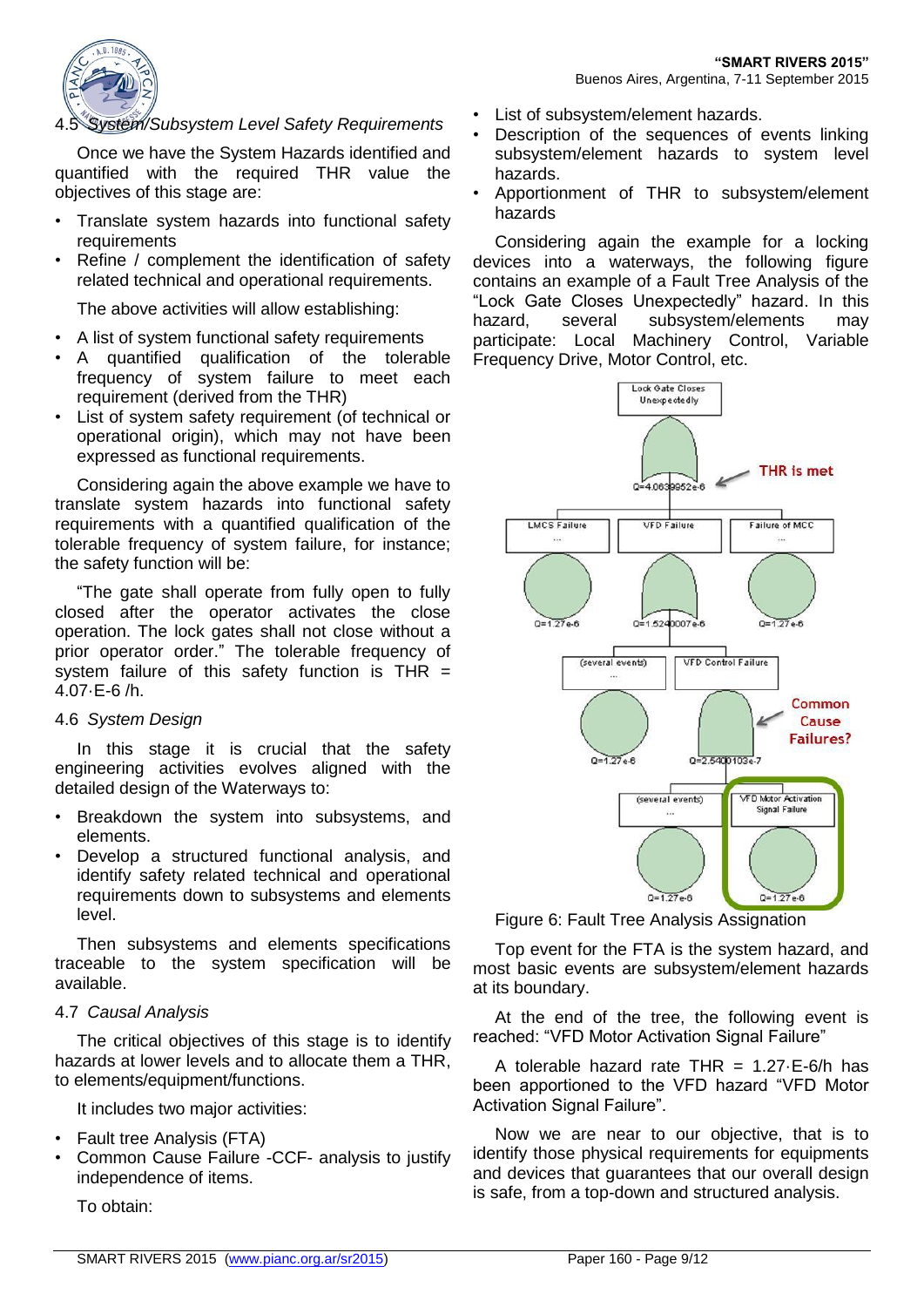### 4.5 System/Subsystem Level Safety Requirements

Once we have the System Hazards identified and quantified with the required THR value the objectives of this stage are:

- Translate system hazards into functional safety requirements
- Refine / complement the identification of safety related technical and operational requirements.

The above activities will allow establishing:

- A list of system functional safety requirements
- A quantified qualification of the tolerable frequency of system failure to meet each requirement (derived from the THR)
- List of system safety requirement (of technical or operational origin), which may not have been expressed as functional requirements.

Considering again the above example we have to translate system hazards into functional safety requirements with a quantified qualification of the tolerable frequency of system failure, for instance; the safety function will be:

"The gate shall operate from fully open to fully closed after the operator activates the close operation. The lock gates shall not close without a prior operator order." The tolerable frequency of system failure of this safety function is THR = 4.07·E-6 /h.

### 4.6 *System Design*

In this stage it is crucial that the safety engineering activities evolves aligned with the detailed design of the Waterways to:

- Breakdown the system into subsystems, and elements.
- Develop a structured functional analysis, and identify safety related technical and operational requirements down to subsystems and elements level.

Then subsystems and elements specifications traceable to the system specification will be available.

### 4.7 *Causal Analysis*

The critical objectives of this stage is to identify hazards at lower levels and to allocate them a THR, to elements/equipment/functions.

It includes two major activities:

- Fault tree Analysis (FTA)
- Common Cause Failure -CCF- analysis to justify independence of items.

To obtain:

- List of subsystem/element hazards.
- Description of the sequences of events linking subsystem/element hazards to system level hazards.
- Apportionment of THR to subsystem/element hazards

Considering again the example for a locking devices into a waterways, the following figure contains an example of a Fault Tree Analysis of the "Lock Gate Closes Unexpectedly" hazard. In this hazard, several subsystem/elements may participate: Local Machinery Control, Variable Frequency Drive, Motor Control, etc.

Figure 6: Fault Tree Analysis Assignation

Top event for the FTA is the system hazard, and most basic events are subsystem/element hazards at its boundary.

At the end of the tree, the following event is reached: "VFD Motor Activation Signal Failure"

A tolerable hazard rate THR = 1.27·E-6/h has been apportioned to the VFD hazard "VFD Motor Activation Signal Failure".

Now we are near to our objective, that is to identify those physical requirements for equipments and devices that guarantees that our overall design is safe, from a top-down and structured analysis.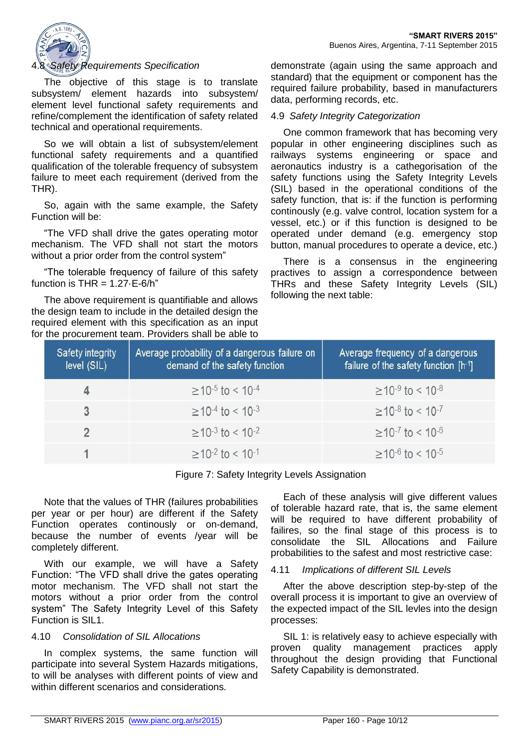### 4.8 *Safety Requirements Specification*

The objective of this stage is to translate subsystem/ element hazards into subsystem/ element level functional safety requirements and refine/complement the identification of safety related technical and operational requirements.

So we will obtain a list of subsystem/element functional safety requirements and a quantified qualification of the tolerable frequency of subsystem failure to meet each requirement (derived from the THR).

So, again with the same example, the Safety Function will be:

"The VFD shall drive the gates operating motor mechanism. The VFD shall not start the motors without a prior order from the control system"

"The tolerable frequency of failure of this safety function is THR = 1.27·E-6/h"

The above requirement is quantifiable and allows the design team to include in the detailed design the required element with this specification as an input for the procurement team. Providers shall be able to demonstrate (again using the same approach and standard) that the equipment or component has the required failure probability, based in manufacturers data, performing records, etc.

### 4.9 *Safety Integrity Categorization*

One common framework that has becoming very popular in other engineering disciplines such as railways systems engineering or space and aeronautics industry is a cathegorisation of the safety functions using the Safety Integrity Levels (SIL) based in the operational conditions of the safety function, that is: if the function is performing continously (e.g. valve control, location system for a vessel, etc.) or if this function is designed to be operated under demand (e.g. emergency stop button, manual procedures to operate a device, etc.)

There is a consensus in the engineering practives to assign a correspondence between THRs and these Safety Integrity Levels (SIL) following the next table:

| Safety integrity level (SIL) | Average probability of a dangerous failure on demand of the safety function | Average frequency of a dangerous failure of the safety function [$h^{-1}$] |
|---|---|---|
| 4 | $\geq 10^{-5}$ to $< 10^{-4}$ | $\geq 10^{-9}$ to $< 10^{-8}$ |
| 3 | $\geq 10^{-4}$ to $< 10^{-3}$ | $\geq 10^{-8}$ to $< 10^{-7}$ |
| 2 | $\geq 10^{-3}$ to $< 10^{-2}$ | $\geq 10^{-7}$ to $< 10^{-6}$ |
| 1 | $\geq 10^{-2}$ to $< 10^{-1}$ | $\geq 10^{-6}$ to $< 10^{-5}$ |

Figure 7: Safety Integrity Levels Assignation

Note that the values of THR (failures probabilities per year or per hour) are different if the Safety Function operates continously or on-demand, because the number of events /year will be completely different.

With our example, we will have a Safety Function: "The VFD shall drive the gates operating motor mechanism. The VFD shall not start the motors without a prior order from the control system" The Safety Integrity Level of this Safety Function is SIL1.

### 4.10 *Consolidation of SIL Allocations*

In complex systems, the same function will participate into several System Hazards mitigations, to will be analyses with different points of view and within different scenarios and considerations.

Each of these analysis will give different values of tolerable hazard rate, that is, the same element will be required to have different probability of failres, so the final stage of this process is to consolidate the SIL Allocations and Failure probabilities to the safest and most restrictive case:

### 4.11 *Implications of different SIL Levels*

After the above description step-by-step of the overall process it is important to give an overview of the expected impact of the SIL levles into the design processes:

SIL 1: is relatively easy to achieve especially with proven quality management practices apply throughout the design providing that Functional Safety Capability is demonstrated.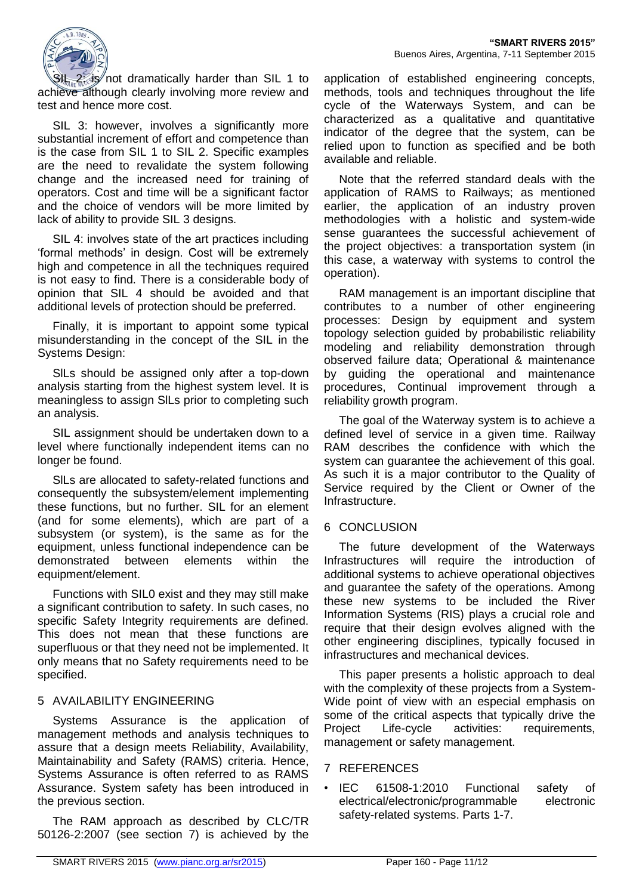SIL 2: is not dramatically harder than SIL 1 to achieve although clearly involving more review and test and hence more cost.

SIL 3: however, involves a significantly more substantial increment of effort and competence than is the case from SIL 1 to SIL 2. Specific examples are the need to revalidate the system following change and the increased need for training of operators. Cost and time will be a significant factor and the choice of vendors will be more limited by lack of ability to provide SIL 3 designs.

SIL 4: involves state of the art practices including 'formal methods' in design. Cost will be extremely high and competence in all the techniques required is not easy to find. There is a considerable body of opinion that SIL 4 should be avoided and that additional levels of protection should be preferred.

Finally, it is important to appoint some typical misunderstanding in the concept of the SIL in the Systems Design:

SILs should be assigned only after a top-down analysis starting from the highest system level. It is meaningless to assign SILs prior to completing such an analysis.

SIL assignment should be undertaken down to a level where functionally independent items can no longer be found.

SILs are allocated to safety-related functions and consequently the subsystem/element implementing these functions, but no further. SIL for an element (and for some elements), which are part of a subsystem (or system), is the same as for the equipment, unless functional independence can be demonstrated between elements within the equipment/element.

Functions with SIL0 exist and they may still make a significant contribution to safety. In such cases, no specific Safety Integrity requirements are defined. This does not mean that these functions are superfluous or that they need not be implemented. It only means that no Safety requirements need to be specified.

## 5 AVAILABILITY ENGINEERING

Systems Assurance is the application of management methods and analysis techniques to assure that a design meets Reliability, Availability, Maintainability and Safety (RAMS) criteria. Hence, Systems Assurance is often referred to as RAMS Assurance. System safety has been introduced in the previous section.

The RAM approach as described by CLC/TR 50126-2:2007 (see section 7) is achieved by the application of established engineering concepts, methods, tools and techniques throughout the life cycle of the Waterways System, and can be characterized as a qualitative and quantitative indicator of the degree that the system, can be relied upon to function as specified and be both available and reliable.

Note that the referred standard deals with the application of RAMS to Railways; as mentioned earlier, the application of an industry proven methodologies with a holistic and system-wide sense guarantees the successful achievement of the project objectives: a transportation system (in this case, a waterway with systems to control the operation).

RAM management is an important discipline that contributes to a number of other engineering processes: Design by equipment and system topology selection guided by probabilistic reliability modeling and reliability demonstration through observed failure data; Operational & maintenance by guiding the operational and maintenance procedures, Continual improvement through a reliability growth program.

The goal of the Waterway system is to achieve a defined level of service in a given time. Railway RAM describes the confidence with which the system can guarantee the achievement of this goal. As such it is a major contributor to the Quality of Service required by the Client or Owner of the Infrastructure.

## 6 CONCLUSION

The future development of the Waterways Infrastructures will require the introduction of additional systems to achieve operational objectives and guarantee the safety of the operations. Among these new systems to be included the River Information Systems (RIS) plays a crucial role and require that their design evolves aligned with the other engineering disciplines, typically focused in infrastructures and mechanical devices.

This paper presents a holistic approach to deal with the complexity of these projects from a System-Wide point of view with an especial emphasis on some of the critical aspects that typically drive the Project Life-cycle activities: requirements, management or safety management.

## 7 REFERENCES

- IEC 61508-1:2010 Functional safety of electrical/electronic/programmable electronic safety-related systems. Parts 1-7.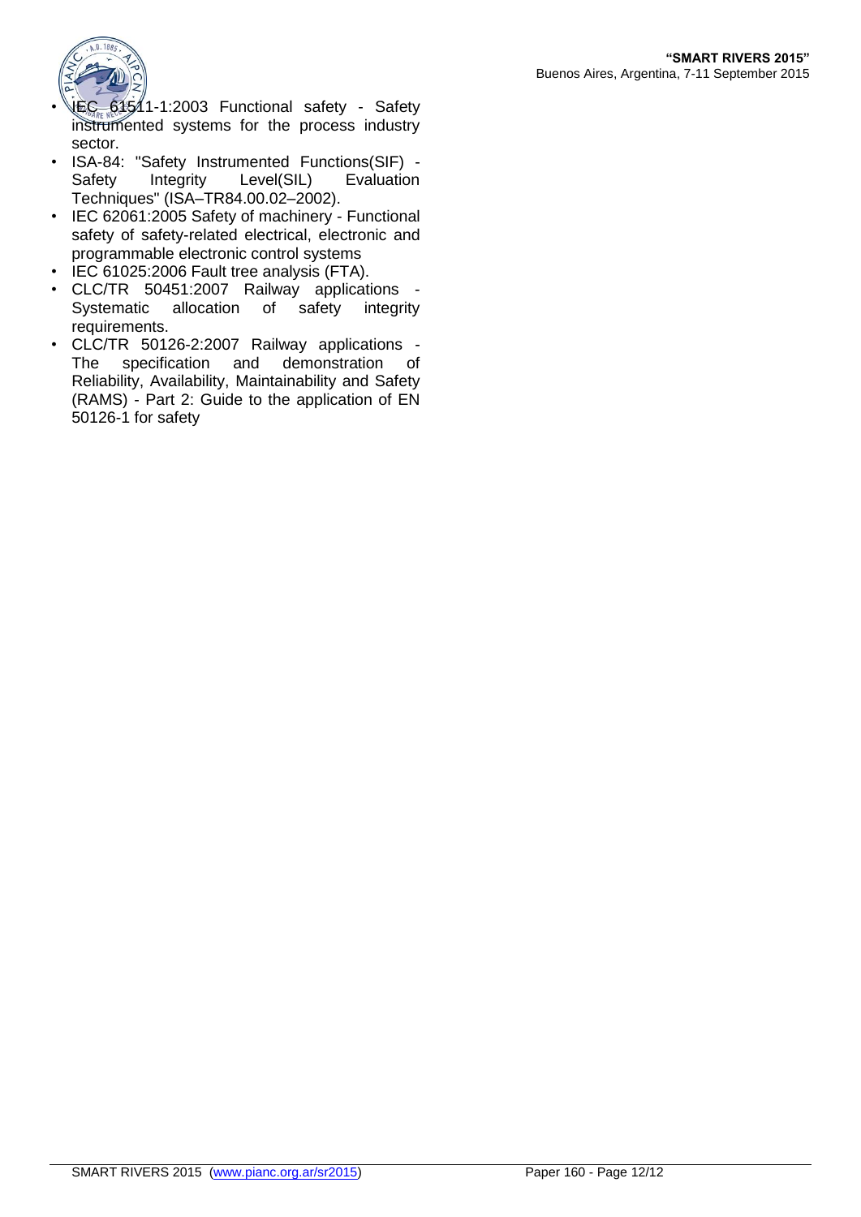- IEC 61511-1:2003 Functional safety - Safety instrumented systems for the process industry sector.
- ISA-84: "Safety Instrumented Functions(SIF) - Safety Integrity Level(SIL) Evaluation Techniques" (ISA–TR84.00.02–2002).
- IEC 62061:2005 Safety of machinery - Functional safety of safety-related electrical, electronic and programmable electronic control systems
- IEC 61025:2006 Fault tree analysis (FTA).
- CLC/TR 50451:2007 Railway applications - Systematic allocation of safety integrity requirements.
- CLC/TR 50126-2:2007 Railway applications - The specification and demonstration of Reliability, Availability, Maintainability and Safety (RAMS) - Part 2: Guide to the application of EN 50126-1 for safety